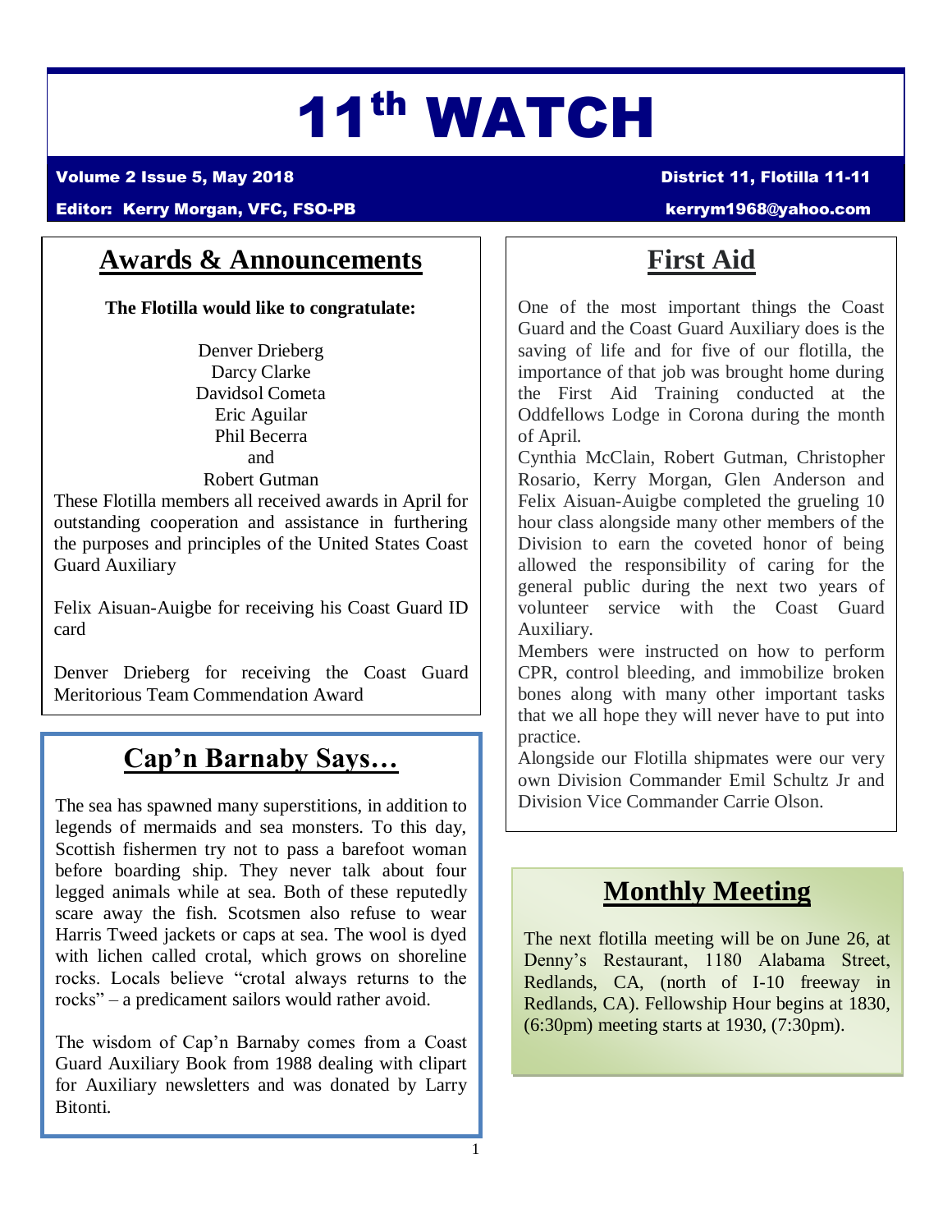# 11th WATCH

**Volume 2 Issue 5, May 2018** — **District 11, Flotilla 11-11**

**Editor: Kerry Morgan, VFC, FSO-PB** — **kerrym1968@yahoo.com**

## Awards & Announcements

**The Flotilla would like to congratulate:**

Denver Drieberg
Darcy Clarke
Davidsol Cometa
Eric Aguilar
Phil Becerra
and
Robert Gutman

These Flotilla members all received awards in April for outstanding cooperation and assistance in furthering the purposes and principles of the United States Coast Guard Auxiliary

Felix Aisuan-Auigbe for receiving his Coast Guard ID card

Denver Drieberg for receiving the Coast Guard Meritorious Team Commendation Award

## Cap'n Barnaby Says…

The sea has spawned many superstitions, in addition to legends of mermaids and sea monsters. To this day, Scottish fishermen try not to pass a barefoot woman before boarding ship. They never talk about four legged animals while at sea. Both of these reputedly scare away the fish. Scotsmen also refuse to wear Harris Tweed jackets or caps at sea. The wool is dyed with lichen called crotal, which grows on shoreline rocks. Locals believe "crotal always returns to the rocks" – a predicament sailors would rather avoid.

The wisdom of Cap'n Barnaby comes from a Coast Guard Auxiliary Book from 1988 dealing with clipart for Auxiliary newsletters and was donated by Larry Bitonti.

## First Aid

One of the most important things the Coast Guard and the Coast Guard Auxiliary does is the saving of life and for five of our flotilla, the importance of that job was brought home during the First Aid Training conducted at the Oddfellows Lodge in Corona during the month of April.

Cynthia McClain, Robert Gutman, Christopher Rosario, Kerry Morgan, Glen Anderson and Felix Aisuan-Auigbe completed the grueling 10 hour class alongside many other members of the Division to earn the coveted honor of being allowed the responsibility of caring for the general public during the next two years of volunteer service with the Coast Guard Auxiliary.

Members were instructed on how to perform CPR, control bleeding, and immobilize broken bones along with many other important tasks that we all hope they will never have to put into practice.

Alongside our Flotilla shipmates were our very own Division Commander Emil Schultz Jr and Division Vice Commander Carrie Olson.

## Monthly Meeting

The next flotilla meeting will be on June 26, at Denny's Restaurant, 1180 Alabama Street, Redlands, CA, (north of I-10 freeway in Redlands, CA). Fellowship Hour begins at 1830, (6:30pm) meeting starts at 1930, (7:30pm).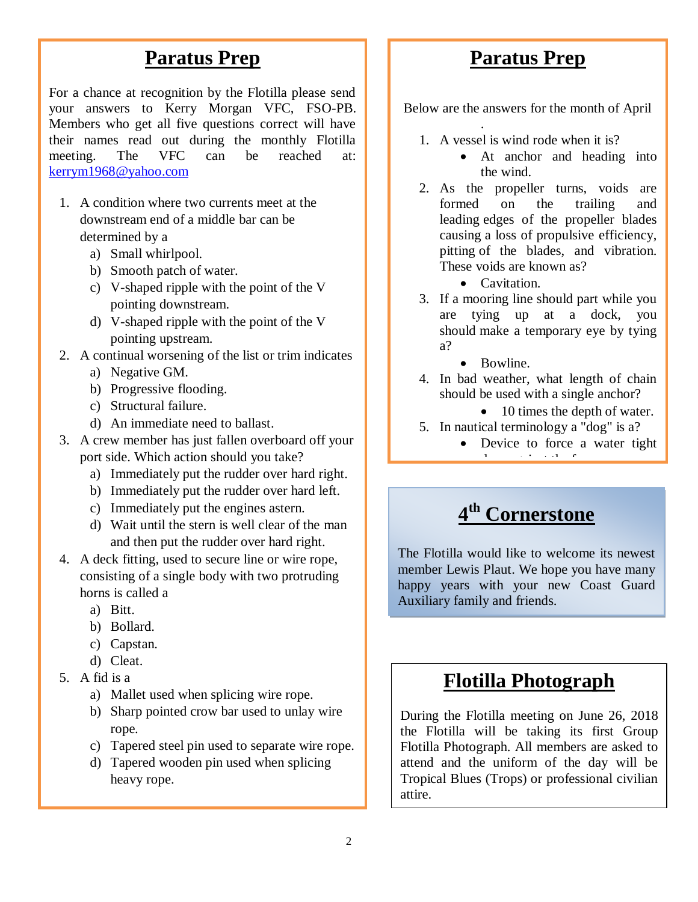## Paratus Prep

For a chance at recognition by the Flotilla please send your answers to Kerry Morgan VFC, FSO-PB. Members who get all five questions correct will have their names read out during the monthly Flotilla meeting. The VFC can be reached at: kerrym1968@yahoo.com

1. A condition where two currents meet at the downstream end of a middle bar can be determined by a
   a) Small whirlpool.
   b) Smooth patch of water.
   c) V-shaped ripple with the point of the V pointing downstream.
   d) V-shaped ripple with the point of the V pointing upstream.
2. A continual worsening of the list or trim indicates
   a) Negative GM.
   b) Progressive flooding.
   c) Structural failure.
   d) An immediate need to ballast.
3. A crew member has just fallen overboard off your port side. Which action should you take?
   a) Immediately put the rudder over hard right.
   b) Immediately put the rudder over hard left.
   c) Immediately put the engines astern.
   d) Wait until the stern is well clear of the man and then put the rudder over hard right.
4. A deck fitting, used to secure line or wire rope, consisting of a single body with two protruding horns is called a
   a) Bitt.
   b) Bollard.
   c) Capstan.
   d) Cleat.
5. A fid is a
   a) Mallet used when splicing wire rope.
   b) Sharp pointed crow bar used to unlay wire rope.
   c) Tapered steel pin used to separate wire rope.
   d) Tapered wooden pin used when splicing heavy rope.

## Paratus Prep

Below are the answers for the month of April

.

1. A vessel is wind rode when it is?
   - At anchor and heading into the wind.
2. As the propeller turns, voids are formed on the trailing and leading edges of the propeller blades causing a loss of propulsive efficiency, pitting of the blades, and vibration. These voids are known as?
   - Cavitation.
3. If a mooring line should part while you are tying up at a dock, you should make a temporary eye by tying a?
   - Bowline.
4. In bad weather, what length of chain should be used with a single anchor?
   - 10 times the depth of water.
5. In nautical terminology a "dog" is a?
   - Device to force a water tight

## 4th Cornerstone

The Flotilla would like to welcome its newest member Lewis Plaut. We hope you have many happy years with your new Coast Guard Auxiliary family and friends.

## Flotilla Photograph

During the Flotilla meeting on June 26, 2018 the Flotilla will be taking its first Group Flotilla Photograph. All members are asked to attend and the uniform of the day will be Tropical Blues (Trops) or professional civilian attire.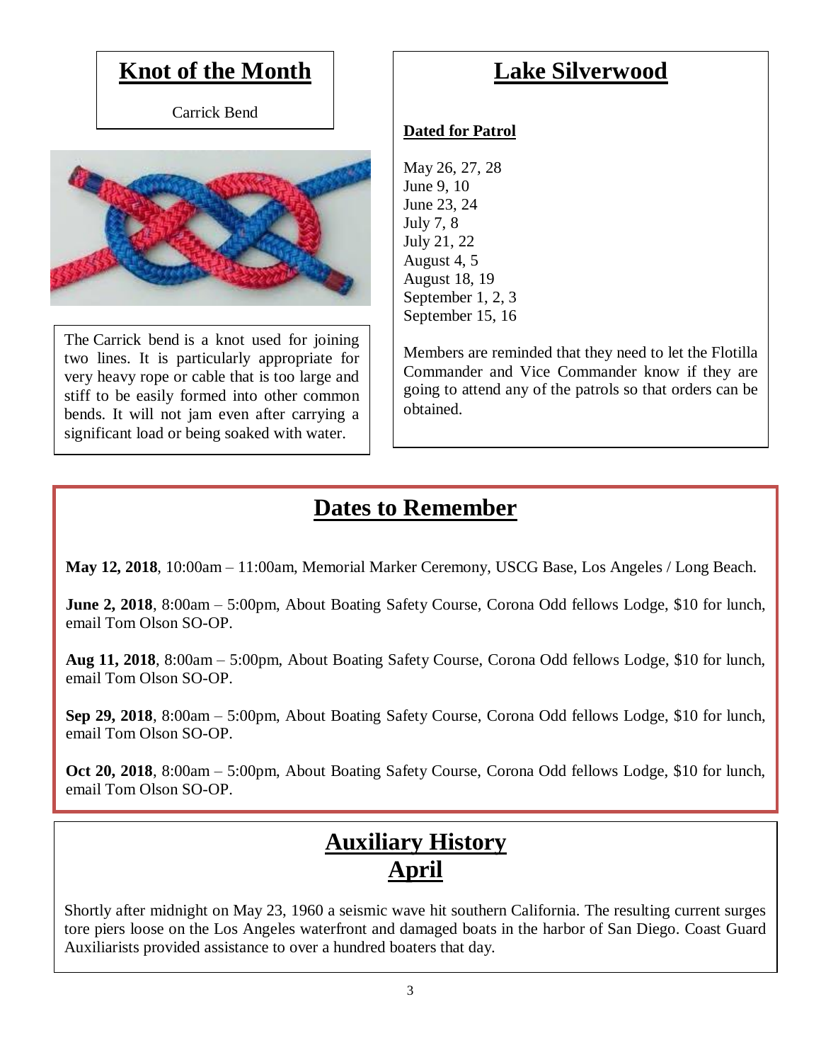## Knot of the Month

Carrick Bend

The Carrick bend is a knot used for joining two lines. It is particularly appropriate for very heavy rope or cable that is too large and stiff to be easily formed into other common bends. It will not jam even after carrying a significant load or being soaked with water.

## Lake Silverwood

**Dated for Patrol**

May 26, 27, 28
June 9, 10
June 23, 24
July 7, 8
July 21, 22
August 4, 5
August 18, 19
September 1, 2, 3
September 15, 16

Members are reminded that they need to let the Flotilla Commander and Vice Commander know if they are going to attend any of the patrols so that orders can be obtained.

## Dates to Remember

**May 12, 2018**, 10:00am – 11:00am, Memorial Marker Ceremony, USCG Base, Los Angeles / Long Beach.

**June 2, 2018**, 8:00am – 5:00pm, About Boating Safety Course, Corona Odd fellows Lodge, $10 for lunch, email Tom Olson SO-OP.

**Aug 11, 2018**, 8:00am – 5:00pm, About Boating Safety Course, Corona Odd fellows Lodge, $10 for lunch, email Tom Olson SO-OP.

**Sep 29, 2018**, 8:00am – 5:00pm, About Boating Safety Course, Corona Odd fellows Lodge, $10 for lunch, email Tom Olson SO-OP.

**Oct 20, 2018**, 8:00am – 5:00pm, About Boating Safety Course, Corona Odd fellows Lodge, $10 for lunch, email Tom Olson SO-OP.

## Auxiliary History April

Shortly after midnight on May 23, 1960 a seismic wave hit southern California. The resulting current surges tore piers loose on the Los Angeles waterfront and damaged boats in the harbor of San Diego. Coast Guard Auxiliarists provided assistance to over a hundred boaters that day.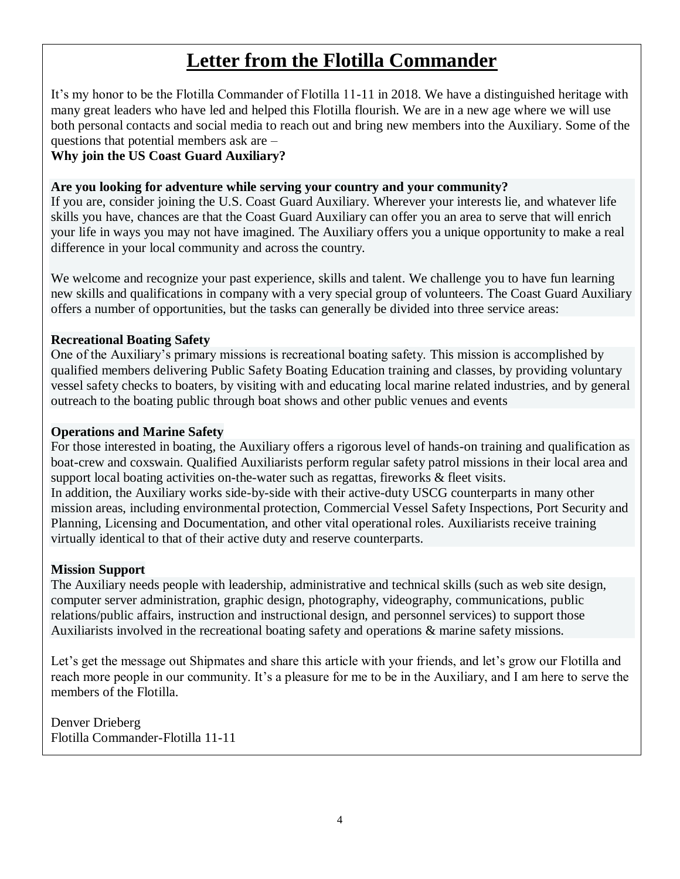# Letter from the Flotilla Commander

It's my honor to be the Flotilla Commander of Flotilla 11-11 in 2018. We have a distinguished heritage with many great leaders who have led and helped this Flotilla flourish. We are in a new age where we will use both personal contacts and social media to reach out and bring new members into the Auxiliary. Some of the questions that potential members ask are –

**Why join the US Coast Guard Auxiliary?**

**Are you looking for adventure while serving your country and your community?**

If you are, consider joining the U.S. Coast Guard Auxiliary. Wherever your interests lie, and whatever life skills you have, chances are that the Coast Guard Auxiliary can offer you an area to serve that will enrich your life in ways you may not have imagined. The Auxiliary offers you a unique opportunity to make a real difference in your local community and across the country.

We welcome and recognize your past experience, skills and talent. We challenge you to have fun learning new skills and qualifications in company with a very special group of volunteers. The Coast Guard Auxiliary offers a number of opportunities, but the tasks can generally be divided into three service areas:

**Recreational Boating Safety**

One of the Auxiliary's primary missions is recreational boating safety. This mission is accomplished by qualified members delivering Public Safety Boating Education training and classes, by providing voluntary vessel safety checks to boaters, by visiting with and educating local marine related industries, and by general outreach to the boating public through boat shows and other public venues and events

**Operations and Marine Safety**

For those interested in boating, the Auxiliary offers a rigorous level of hands-on training and qualification as boat-crew and coxswain. Qualified Auxiliarists perform regular safety patrol missions in their local area and support local boating activities on-the-water such as regattas, fireworks & fleet visits.

In addition, the Auxiliary works side-by-side with their active-duty USCG counterparts in many other mission areas, including environmental protection, Commercial Vessel Safety Inspections, Port Security and Planning, Licensing and Documentation, and other vital operational roles. Auxiliarists receive training virtually identical to that of their active duty and reserve counterparts.

**Mission Support**

The Auxiliary needs people with leadership, administrative and technical skills (such as web site design, computer server administration, graphic design, photography, videography, communications, public relations/public affairs, instruction and instructional design, and personnel services) to support those Auxiliarists involved in the recreational boating safety and operations & marine safety missions.

Let's get the message out Shipmates and share this article with your friends, and let's grow our Flotilla and reach more people in our community. It's a pleasure for me to be in the Auxiliary, and I am here to serve the members of the Flotilla.

Denver Drieberg
Flotilla Commander-Flotilla 11-11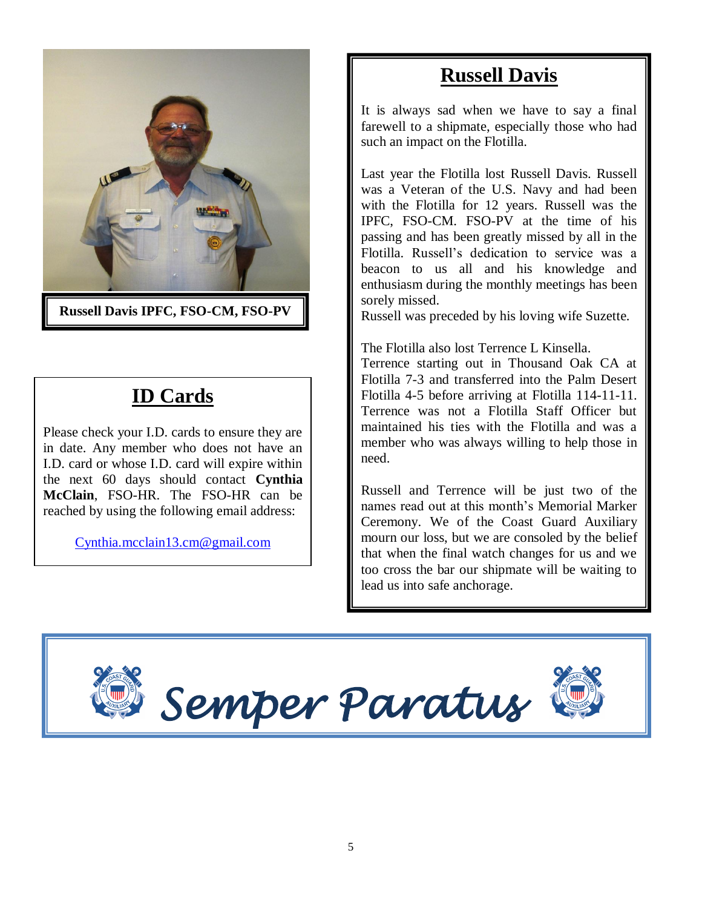Russell Davis IPFC, FSO-CM, FSO-PV

## ID Cards

Please check your I.D. cards to ensure they are in date. Any member who does not have an I.D. card or whose I.D. card will expire within the next 60 days should contact **Cynthia McClain**, FSO-HR. The FSO-HR can be reached by using the following email address:

Cynthia.mcclain13.cm@gmail.com

## Russell Davis

It is always sad when we have to say a final farewell to a shipmate, especially those who had such an impact on the Flotilla.

Last year the Flotilla lost Russell Davis. Russell was a Veteran of the U.S. Navy and had been with the Flotilla for 12 years. Russell was the IPFC, FSO-CM. FSO-PV at the time of his passing and has been greatly missed by all in the Flotilla. Russell's dedication to service was a beacon to us all and his knowledge and enthusiasm during the monthly meetings has been sorely missed.
Russell was preceded by his loving wife Suzette.

The Flotilla also lost Terrence L Kinsella.
Terrence starting out in Thousand Oak CA at Flotilla 7-3 and transferred into the Palm Desert Flotilla 4-5 before arriving at Flotilla 114-11-11. Terrence was not a Flotilla Staff Officer but maintained his ties with the Flotilla and was a member who was always willing to help those in need.

Russell and Terrence will be just two of the names read out at this month's Memorial Marker Ceremony. We of the Coast Guard Auxiliary mourn our loss, but we are consoled by the belief that when the final watch changes for us and we too cross the bar our shipmate will be waiting to lead us into safe anchorage.

*Semper Paratus*